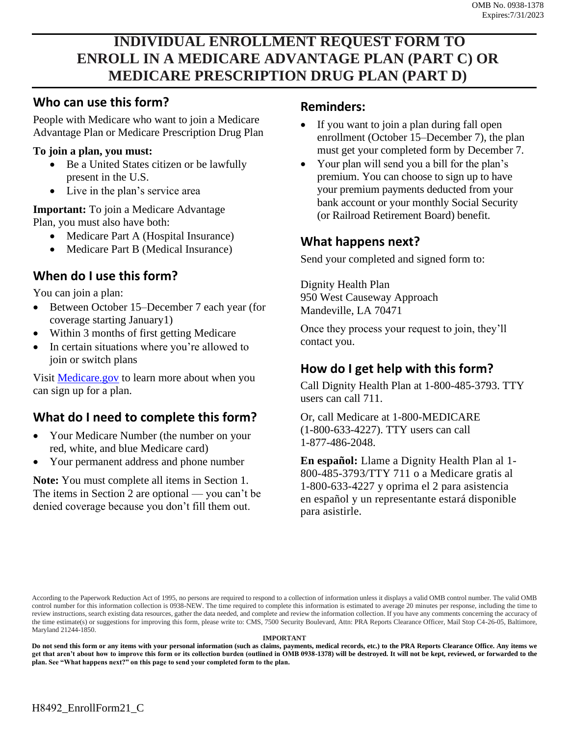OMB No. 0938-1378
Expires:7/31/2023

# INDIVIDUAL ENROLLMENT REQUEST FORM TO ENROLL IN A MEDICARE ADVANTAGE PLAN (PART C) OR MEDICARE PRESCRIPTION DRUG PLAN (PART D)

## Who can use this form?

People with Medicare who want to join a Medicare Advantage Plan or Medicare Prescription Drug Plan

**To join a plan, you must:**

- Be a United States citizen or be lawfully present in the U.S.
- Live in the plan's service area

**Important:** To join a Medicare Advantage Plan, you must also have both:

- Medicare Part A (Hospital Insurance)
- Medicare Part B (Medical Insurance)

## When do I use this form?

You can join a plan:

- Between October 15–December 7 each year (for coverage starting January1)
- Within 3 months of first getting Medicare
- In certain situations where you're allowed to join or switch plans

Visit Medicare.gov to learn more about when you can sign up for a plan.

## What do I need to complete this form?

- Your Medicare Number (the number on your red, white, and blue Medicare card)
- Your permanent address and phone number

**Note:** You must complete all items in Section 1. The items in Section 2 are optional — you can't be denied coverage because you don't fill them out.

## Reminders:

- If you want to join a plan during fall open enrollment (October 15–December 7), the plan must get your completed form by December 7.
- Your plan will send you a bill for the plan's premium. You can choose to sign up to have your premium payments deducted from your bank account or your monthly Social Security (or Railroad Retirement Board) benefit.

## What happens next?

Send your completed and signed form to:

Dignity Health Plan
950 West Causeway Approach
Mandeville, LA 70471

Once they process your request to join, they'll contact you.

## How do I get help with this form?

Call Dignity Health Plan at 1-800-485-3793. TTY users can call 711.

Or, call Medicare at 1-800-MEDICARE (1-800-633-4227). TTY users can call 1-877-486-2048.

**En español:** Llame a Dignity Health Plan al 1-800-485-3793/TTY 711 o a Medicare gratis al 1-800-633-4227 y oprima el 2 para asistencia en español y un representante estará disponible para asistirle.

According to the Paperwork Reduction Act of 1995, no persons are required to respond to a collection of information unless it displays a valid OMB control number. The valid OMB control number for this information collection is 0938-NEW. The time required to complete this information is estimated to average 20 minutes per response, including the time to review instructions, search existing data resources, gather the data needed, and complete and review the information collection. If you have any comments concerning the accuracy of the time estimate(s) or suggestions for improving this form, please write to: CMS, 7500 Security Boulevard, Attn: PRA Reports Clearance Officer, Mail Stop C4-26-05, Baltimore, Maryland 21244-1850.

**IMPORTANT**

**Do not send this form or any items with your personal information (such as claims, payments, medical records, etc.) to the PRA Reports Clearance Office. Any items we get that aren't about how to improve this form or its collection burden (outlined in OMB 0938-1378) will be destroyed. It will not be kept, reviewed, or forwarded to the plan. See "What happens next?" on this page to send your completed form to the plan.**

H8492_EnrollForm21_C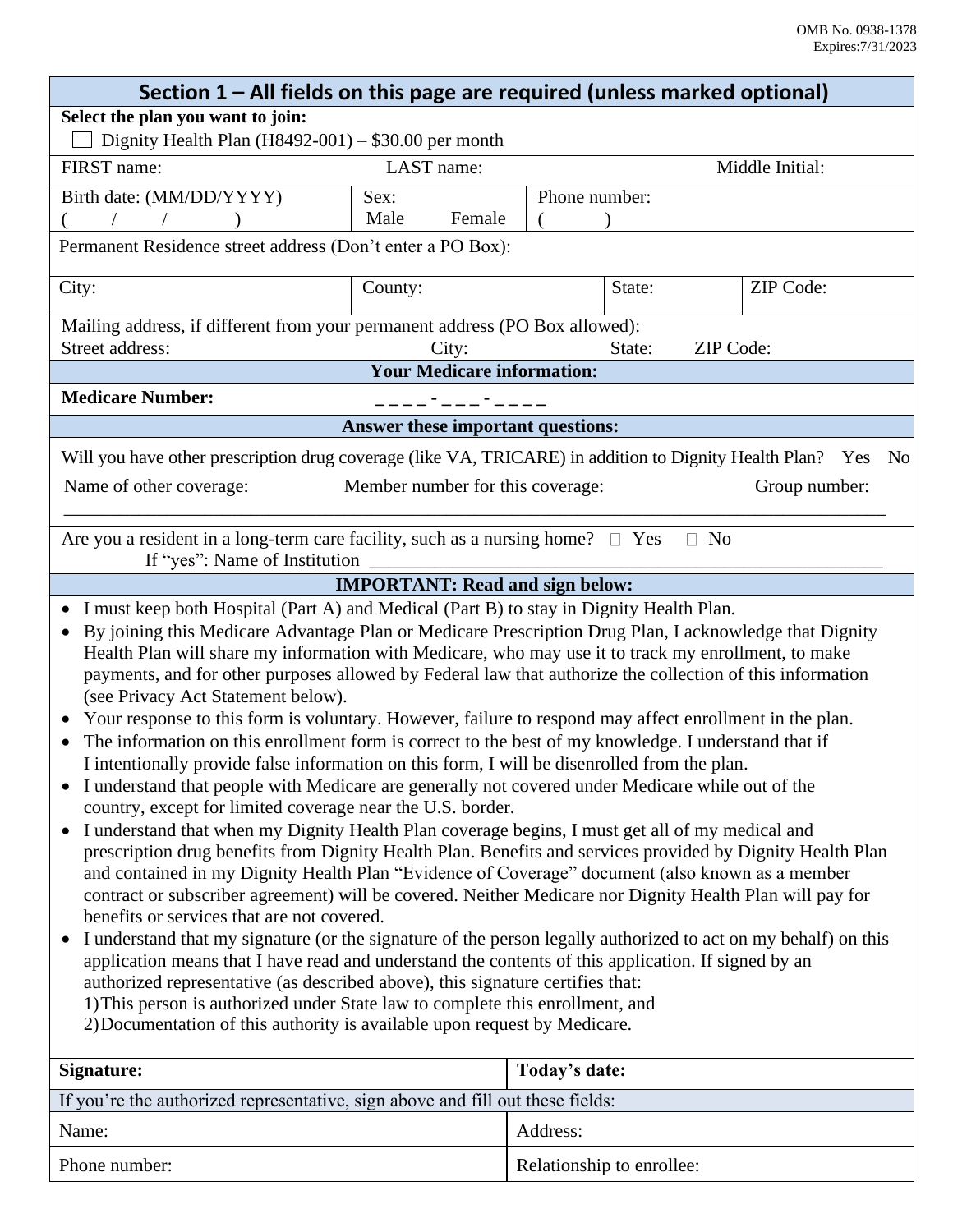OMB No. 0938-1378
Expires:7/31/2023

## Section 1 – All fields on this page are required (unless marked optional)

**Select the plan you want to join:**

☐ Dignity Health Plan (H8492-001) – $30.00 per month

| FIRST name: | LAST name: | Middle Initial: |
|---|---|---|

| Birth date: (MM/DD/YYYY) ( / / ) | Sex: Male Female | Phone number: ( ) |
|---|---|---|

Permanent Residence street address (Don't enter a PO Box):

| City: | County: | State: | ZIP Code: |
|---|---|---|---|

Mailing address, if different from your permanent address (PO Box allowed):
Street address: City: State: ZIP Code:

**Your Medicare information:**

**Medicare Number:** _ _ _ _ - _ _ _ - _ _ _ _

**Answer these important questions:**

Will you have other prescription drug coverage (like VA, TRICARE) in addition to Dignity Health Plan? Yes No

Name of other coverage: Member number for this coverage: Group number:

______________________________________________________________________________

Are you a resident in a long-term care facility, such as a nursing home? ☐ Yes ☐ No
If "yes": Name of Institution ___________________________________________________

**IMPORTANT: Read and sign below:**

- I must keep both Hospital (Part A) and Medical (Part B) to stay in Dignity Health Plan.
- By joining this Medicare Advantage Plan or Medicare Prescription Drug Plan, I acknowledge that Dignity Health Plan will share my information with Medicare, who may use it to track my enrollment, to make payments, and for other purposes allowed by Federal law that authorize the collection of this information (see Privacy Act Statement below).
- Your response to this form is voluntary. However, failure to respond may affect enrollment in the plan.
- The information on this enrollment form is correct to the best of my knowledge. I understand that if I intentionally provide false information on this form, I will be disenrolled from the plan.
- I understand that people with Medicare are generally not covered under Medicare while out of the country, except for limited coverage near the U.S. border.
- I understand that when my Dignity Health Plan coverage begins, I must get all of my medical and prescription drug benefits from Dignity Health Plan. Benefits and services provided by Dignity Health Plan and contained in my Dignity Health Plan "Evidence of Coverage" document (also known as a member contract or subscriber agreement) will be covered. Neither Medicare nor Dignity Health Plan will pay for benefits or services that are not covered.
- I understand that my signature (or the signature of the person legally authorized to act on my behalf) on this application means that I have read and understand the contents of this application. If signed by an authorized representative (as described above), this signature certifies that:
  1) This person is authorized under State law to complete this enrollment, and
  2) Documentation of this authority is available upon request by Medicare.

| **Signature:** | **Today's date:** |
|---|---|
| If you're the authorized representative, sign above and fill out these fields: | |
| Name: | Address: |
| Phone number: | Relationship to enrollee: |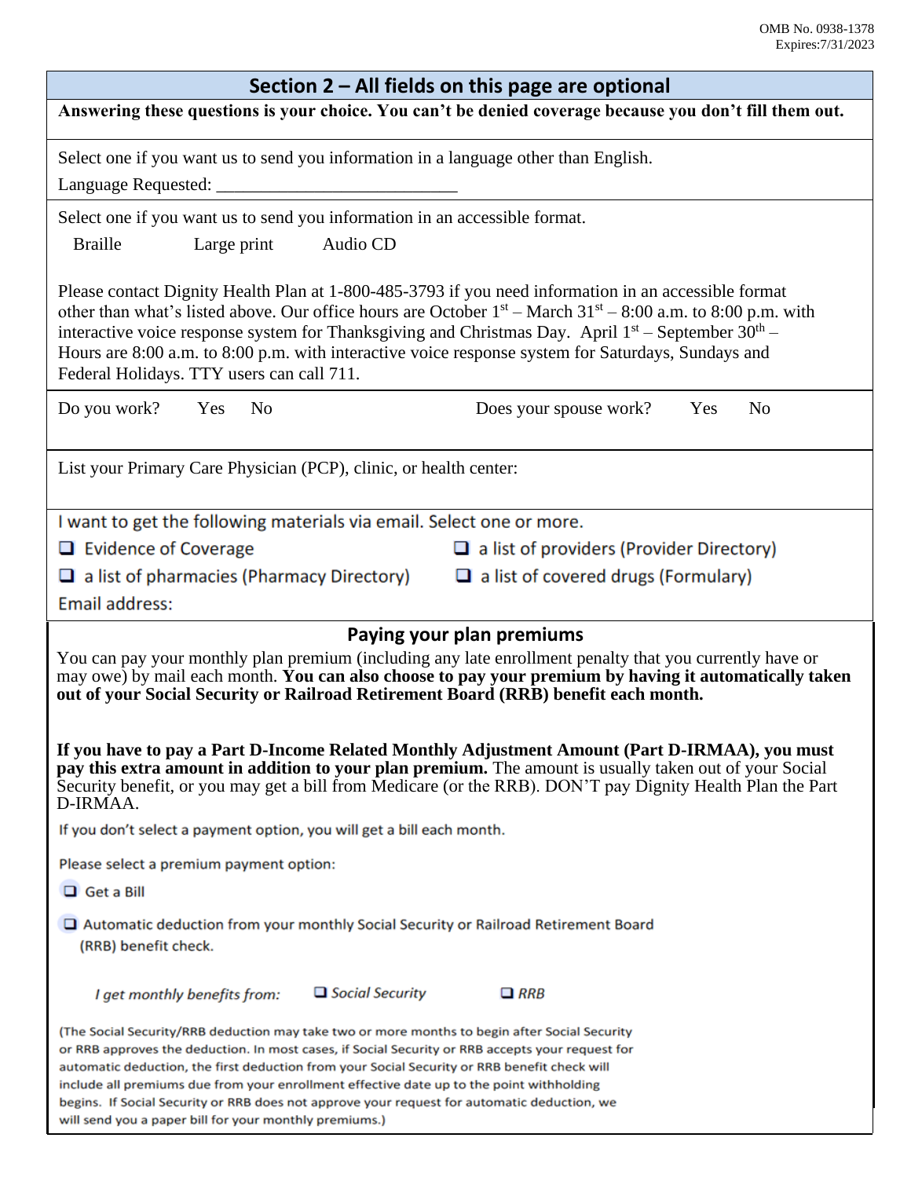## Section 2 – All fields on this page are optional

**Answering these questions is your choice. You can't be denied coverage because you don't fill them out.**

Select one if you want us to send you information in a language other than English.

Language Requested: ___________________________

Select one if you want us to send you information in an accessible format.

Braille    Large print    Audio CD

Please contact Dignity Health Plan at 1-800-485-3793 if you need information in an accessible format other than what's listed above. Our office hours are October 1st – March 31st – 8:00 a.m. to 8:00 p.m. with interactive voice response system for Thanksgiving and Christmas Day. April 1st – September 30th – Hours are 8:00 a.m. to 8:00 p.m. with interactive voice response system for Saturdays, Sundays and Federal Holidays. TTY users can call 711.

Do you work?    Yes    No

Does your spouse work?    Yes    No

List your Primary Care Physician (PCP), clinic, or health center:

I want to get the following materials via email. Select one or more.

- ❑ Evidence of Coverage
- ❑ a list of providers (Provider Directory)
- ❑ a list of pharmacies (Pharmacy Directory)
- ❑ a list of covered drugs (Formulary)

Email address:

### Paying your plan premiums

You can pay your monthly plan premium (including any late enrollment penalty that you currently have or may owe) by mail each month. **You can also choose to pay your premium by having it automatically taken out of your Social Security or Railroad Retirement Board (RRB) benefit each month.**

**If you have to pay a Part D-Income Related Monthly Adjustment Amount (Part D-IRMAA), you must pay this extra amount in addition to your plan premium.** The amount is usually taken out of your Social Security benefit, or you may get a bill from Medicare (or the RRB). DON'T pay Dignity Health Plan the Part D-IRMAA.

If you don't select a payment option, you will get a bill each month.

Please select a premium payment option:

❑ Get a Bill

❑ Automatic deduction from your monthly Social Security or Railroad Retirement Board (RRB) benefit check.

*I get monthly benefits from:*    ❑ *Social Security*    ❑ *RRB*

(The Social Security/RRB deduction may take two or more months to begin after Social Security or RRB approves the deduction. In most cases, if Social Security or RRB accepts your request for automatic deduction, the first deduction from your Social Security or RRB benefit check will include all premiums due from your enrollment effective date up to the point withholding begins. If Social Security or RRB does not approve your request for automatic deduction, we will send you a paper bill for your monthly premiums.)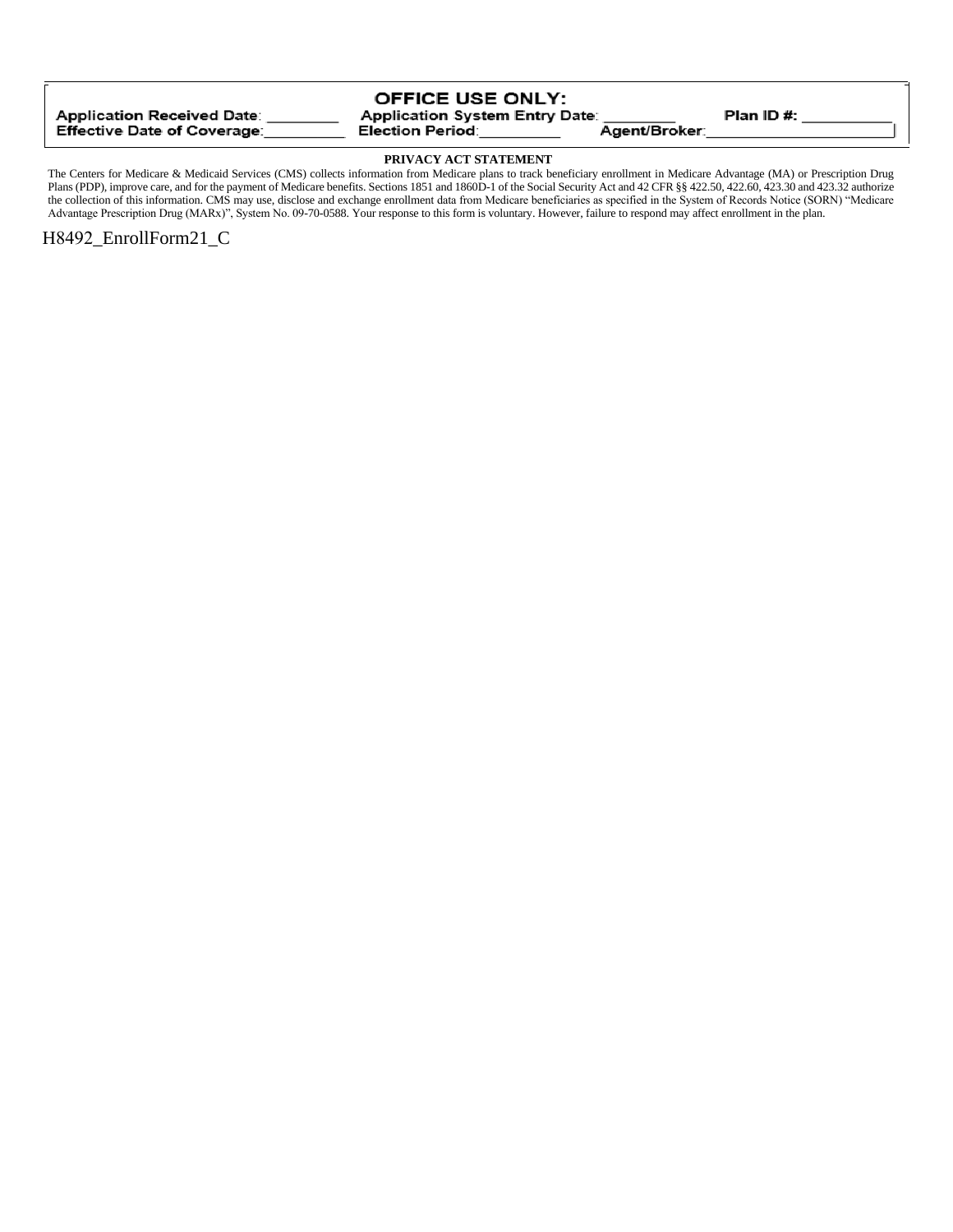**OFFICE USE ONLY:**

**Application Received Date:** ________ **Application System Entry Date:** ________ **Plan ID #:** __________

**Effective Date of Coverage:**_________ **Election Period:**_________ **Agent/Broker:**____________________

**PRIVACY ACT STATEMENT**

The Centers for Medicare & Medicaid Services (CMS) collects information from Medicare plans to track beneficiary enrollment in Medicare Advantage (MA) or Prescription Drug Plans (PDP), improve care, and for the payment of Medicare benefits. Sections 1851 and 1860D-1 of the Social Security Act and 42 CFR §§ 422.50, 422.60, 423.30 and 423.32 authorize the collection of this information. CMS may use, disclose and exchange enrollment data from Medicare beneficiaries as specified in the System of Records Notice (SORN) "Medicare Advantage Prescription Drug (MARx)", System No. 09-70-0588. Your response to this form is voluntary. However, failure to respond may affect enrollment in the plan.

H8492_EnrollForm21_C